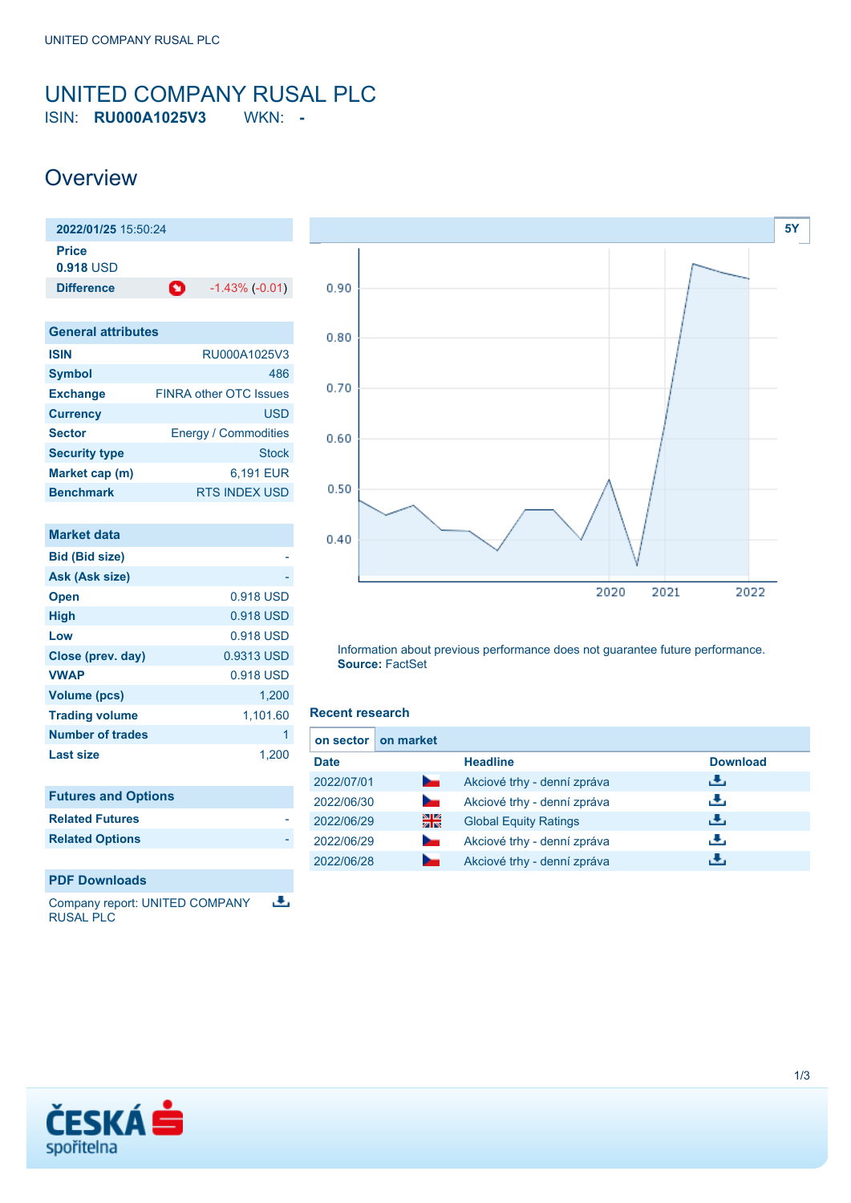# UNITED COMPANY RUSAL PLC

ISIN: **RU000A1025V3** WKN: **-**

## Overview

| | |
|---|---|
| **2022/01/25** 15:50:24 | |
| **Price** 0.918 USD | |
| **Difference** | -1.43% (-0.01) |

5Y

0.90
0.80
0.70
0.60
0.50
0.40
2020
2021
2022

Information about previous performance does not guarantee future performance.
**Source:** FactSet

| General attributes | |
|---|---|
| **ISIN** | RU000A1025V3 |
| **Symbol** | 486 |
| **Exchange** | FINRA other OTC Issues |
| **Currency** | USD |
| **Sector** | Energy / Commodities |
| **Security type** | Stock |
| **Market cap (m)** | 6,191 EUR |
| **Benchmark** | RTS INDEX USD |

| Market data | |
|---|---|
| **Bid (Bid size)** | - |
| **Ask (Ask size)** | - |
| **Open** | 0.918 USD |
| **High** | 0.918 USD |
| **Low** | 0.918 USD |
| **Close (prev. day)** | 0.9313 USD |
| **VWAP** | 0.918 USD |
| **Volume (pcs)** | 1,200 |
| **Trading volume** | 1,101.60 |
| **Number of trades** | 1 |
| **Last size** | 1,200 |

| Futures and Options | |
|---|---|
| **Related Futures** | - |
| **Related Options** | - |

### PDF Downloads

Company report: UNITED COMPANY RUSAL PLC

### Recent research

on sector | on market

| Date | | Headline | Download |
|---|---|---|---|
| 2022/07/01 | | Akciové trhy - denní zpráva | |
| 2022/06/30 | | Akciové trhy - denní zpráva | |
| 2022/06/29 | | Global Equity Ratings | |
| 2022/06/29 | | Akciové trhy - denní zpráva | |
| 2022/06/28 | | Akciové trhy - denní zpráva | |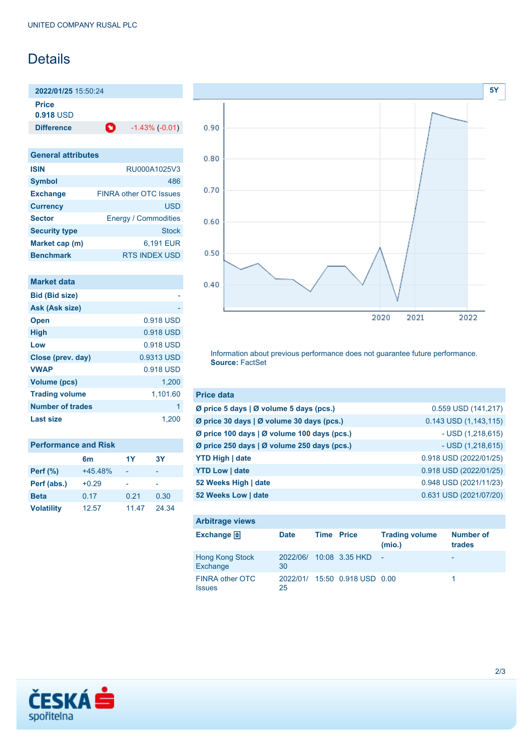UNITED COMPANY RUSAL PLC

# Details

**2022/01/25** 15:50:24

**Price**
**0.918** USD

| | |
|---|---|
| **Difference** | -1.43% (-0.01) |

5Y

0.90
0.80
0.70
0.60
0.50
0.40
2020
2021
2022

Information about previous performance does not guarantee future performance.
**Source:** FactSet

## General attributes

| | |
|---|---|
| **ISIN** | RU000A1025V3 |
| **Symbol** | 486 |
| **Exchange** | FINRA other OTC Issues |
| **Currency** | USD |
| **Sector** | Energy / Commodities |
| **Security type** | Stock |
| **Market cap (m)** | 6,191 EUR |
| **Benchmark** | RTS INDEX USD |

## Market data

| | |
|---|---|
| **Bid (Bid size)** | - |
| **Ask (Ask size)** | - |
| **Open** | 0.918 USD |
| **High** | 0.918 USD |
| **Low** | 0.918 USD |
| **Close (prev. day)** | 0.9313 USD |
| **VWAP** | 0.918 USD |
| **Volume (pcs)** | 1,200 |
| **Trading volume** | 1,101.60 |
| **Number of trades** | 1 |
| **Last size** | 1,200 |

## Performance and Risk

| | 6m | 1Y | 3Y |
|---|---|---|---|
| **Perf (%)** | +45.48% | - | - |
| **Perf (abs.)** | +0.29 | - | - |
| **Beta** | 0.17 | 0.21 | 0.30 |
| **Volatility** | 12.57 | 11.47 | 24.34 |

## Price data

| | |
|---|---|
| **Ø price 5 days \| Ø volume 5 days (pcs.)** | 0.559 USD (141,217) |
| **Ø price 30 days \| Ø volume 30 days (pcs.)** | 0.143 USD (1,143,115) |
| **Ø price 100 days \| Ø volume 100 days (pcs.)** | - USD (1,218,615) |
| **Ø price 250 days \| Ø volume 250 days (pcs.)** | - USD (1,218,615) |
| **YTD High \| date** | 0.918 USD (2022/01/25) |
| **YTD Low \| date** | 0.918 USD (2022/01/25) |
| **52 Weeks High \| date** | 0.948 USD (2021/11/23) |
| **52 Weeks Low \| date** | 0.631 USD (2021/07/20) |

## Arbitrage views

| Exchange | Date | Time | Price | Trading volume (mio.) | Number of trades |
|---|---|---|---|---|---|
| Hong Kong Stock Exchange | 2022/06/30 | 10:08 | 3.35 HKD | - | - |
| FINRA other OTC Issues | 2022/01/25 | 15:50 | 0.918 USD | 0.00 | 1 |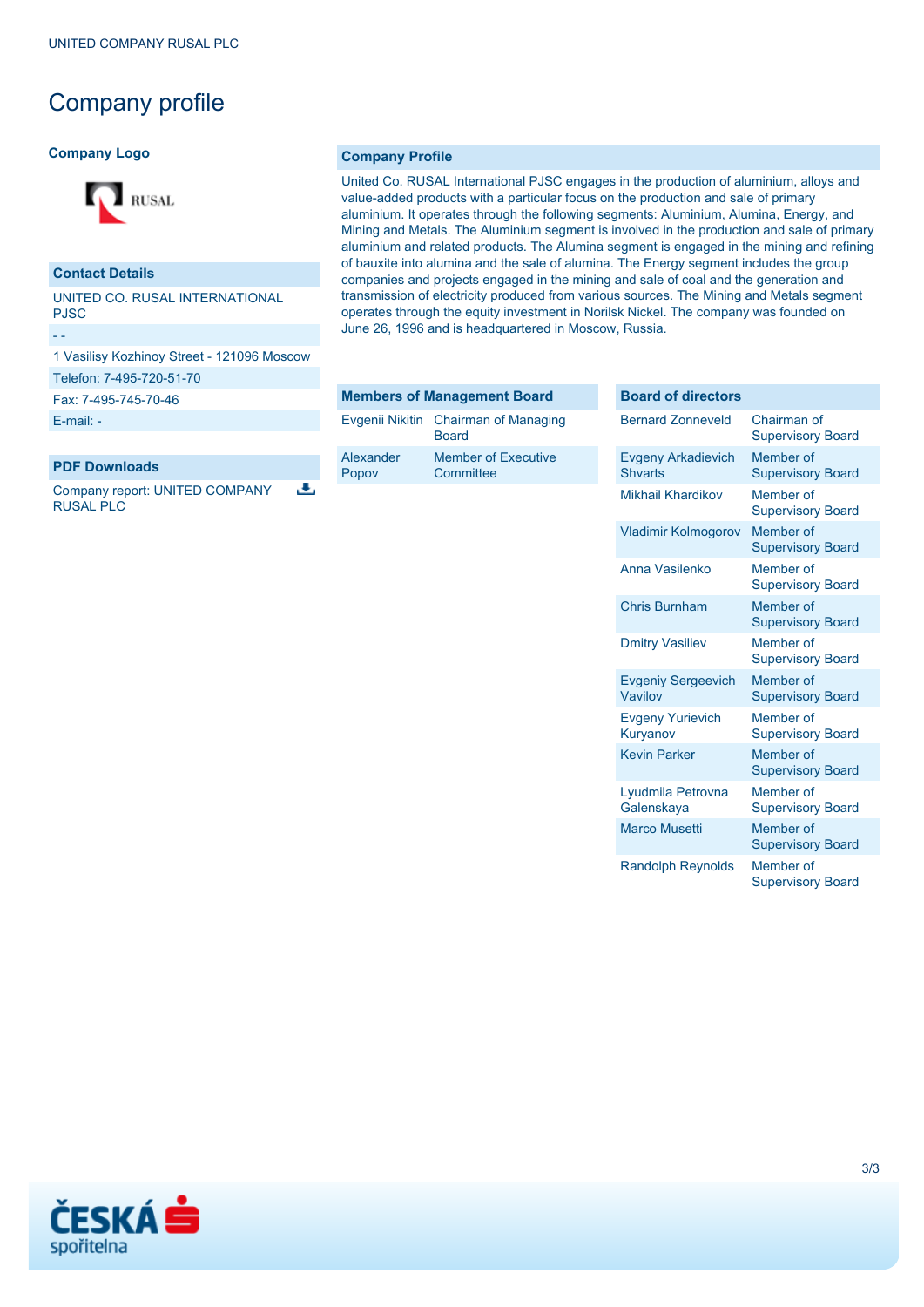# Company profile

### Company Logo

### Contact Details

UNITED CO. RUSAL INTERNATIONAL PJSC

- -

1 Vasilisy Kozhinoy Street - 121096 Moscow

Telefon: 7-495-720-51-70

Fax: 7-495-745-70-46

E-mail: -

### PDF Downloads

Company report: UNITED COMPANY RUSAL PLC

### Company Profile

United Co. RUSAL International PJSC engages in the production of aluminium, alloys and value-added products with a particular focus on the production and sale of primary aluminium. It operates through the following segments: Aluminium, Alumina, Energy, and Mining and Metals. The Aluminium segment is involved in the production and sale of primary aluminium and related products. The Alumina segment is engaged in the mining and refining of bauxite into alumina and the sale of alumina. The Energy segment includes the group companies and projects engaged in the mining and sale of coal and the generation and transmission of electricity produced from various sources. The Mining and Metals segment operates through the equity investment in Norilsk Nickel. The company was founded on June 26, 1996 and is headquartered in Moscow, Russia.

### Members of Management Board

| | |
|---|---|
| Evgenii Nikitin | Chairman of Managing Board |
| Alexander Popov | Member of Executive Committee |

### Board of directors

| | |
|---|---|
| Bernard Zonneveld | Chairman of Supervisory Board |
| Evgeny Arkadievich Shvarts | Member of Supervisory Board |
| Mikhail Khardikov | Member of Supervisory Board |
| Vladimir Kolmogorov | Member of Supervisory Board |
| Anna Vasilenko | Member of Supervisory Board |
| Chris Burnham | Member of Supervisory Board |
| Dmitry Vasiliev | Member of Supervisory Board |
| Evgeniy Sergeevich Vavilov | Member of Supervisory Board |
| Evgeny Yurievich Kuryanov | Member of Supervisory Board |
| Kevin Parker | Member of Supervisory Board |
| Lyudmila Petrovna Galenskaya | Member of Supervisory Board |
| Marco Musetti | Member of Supervisory Board |
| Randolph Reynolds | Member of Supervisory Board |